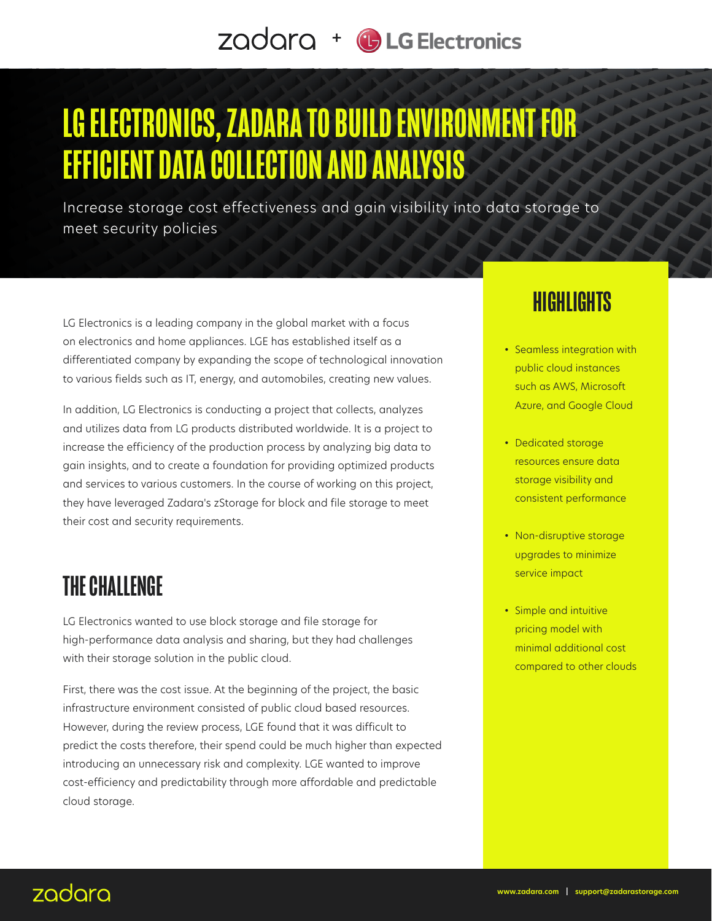zadara + LG Electronics

# LG ELECTRONICS, ZADARA TO BUILD ENVIRONMENT FOR EFFICIENT DATA COLLECTION AND ANALYSIS

Increase storage cost effectiveness and gain visibility into data storage to meet security policies

LG Electronics is a leading company in the global market with a focus on electronics and home appliances. LGE has established itself as a differentiated company by expanding the scope of technological innovation to various fields such as IT, energy, and automobiles, creating new values.

In addition, LG Electronics is conducting a project that collects, analyzes and utilizes data from LG products distributed worldwide. It is a project to increase the efficiency of the production process by analyzing big data to gain insights, and to create a foundation for providing optimized products and services to various customers. In the course of working on this project, they have leveraged Zadara's zStorage for block and file storage to meet their cost and security requirements.

## THE CHALLENGE

LG Electronics wanted to use block storage and file storage for high-performance data analysis and sharing, but they had challenges with their storage solution in the public cloud.

First, there was the cost issue. At the beginning of the project, the basic infrastructure environment consisted of public cloud based resources. However, during the review process, LGE found that it was difficult to predict the costs therefore, their spend could be much higher than expected introducing an unnecessary risk and complexity. LGE wanted to improve cost-efficiency and predictability through more affordable and predictable cloud storage.

## HIGHLIGHTS

- Seamless integration with public cloud instances such as AWS, Microsoft Azure, and Google Cloud
- Dedicated storage resources ensure data storage visibility and consistent performance
- Non-disruptive storage upgrades to minimize service impact
- Simple and intuitive pricing model with minimal additional cost compared to other clouds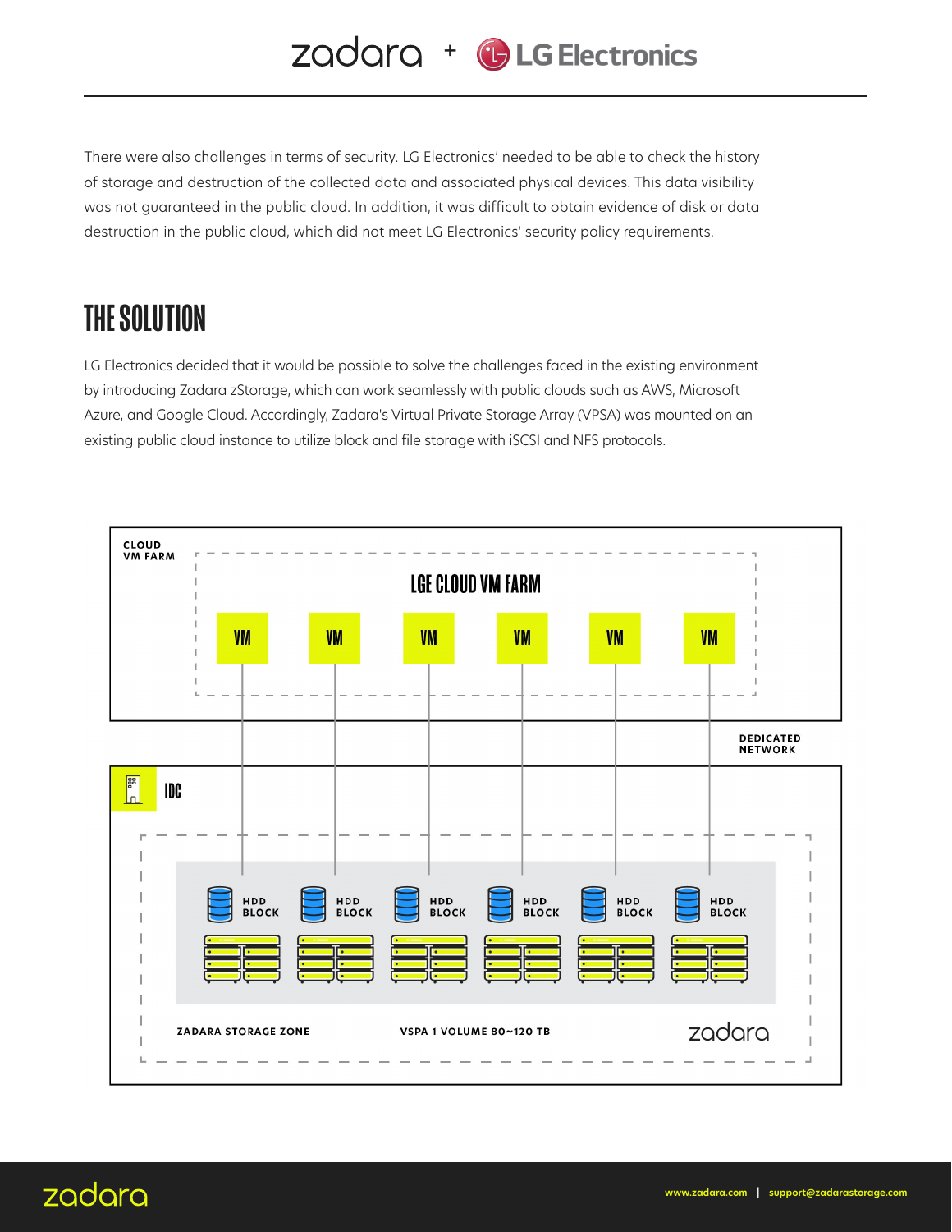There were also challenges in terms of security. LG Electronics' needed to be able to check the history of storage and destruction of the collected data and associated physical devices. This data visibility was not guaranteed in the public cloud. In addition, it was difficult to obtain evidence of disk or data destruction in the public cloud, which did not meet LG Electronics' security policy requirements.

# THE SOLUTION

LG Electronics decided that it would be possible to solve the challenges faced in the existing environment by introducing Zadara zStorage, which can work seamlessly with public clouds such as AWS, Microsoft Azure, and Google Cloud. Accordingly, Zadara's Virtual Private Storage Array (VPSA) was mounted on an existing public cloud instance to utilize block and file storage with iSCSI and NFS protocols.

CLOUD VM FARM

LGE CLOUD VM FARM

VM VM VM VM VM VM

DEDICATED NETWORK

IDC

HDD BLOCK HDD BLOCK HDD BLOCK HDD BLOCK HDD BLOCK HDD BLOCK

ZADARA STORAGE ZONE

VSPA 1 VOLUME 80~120 TB

zadara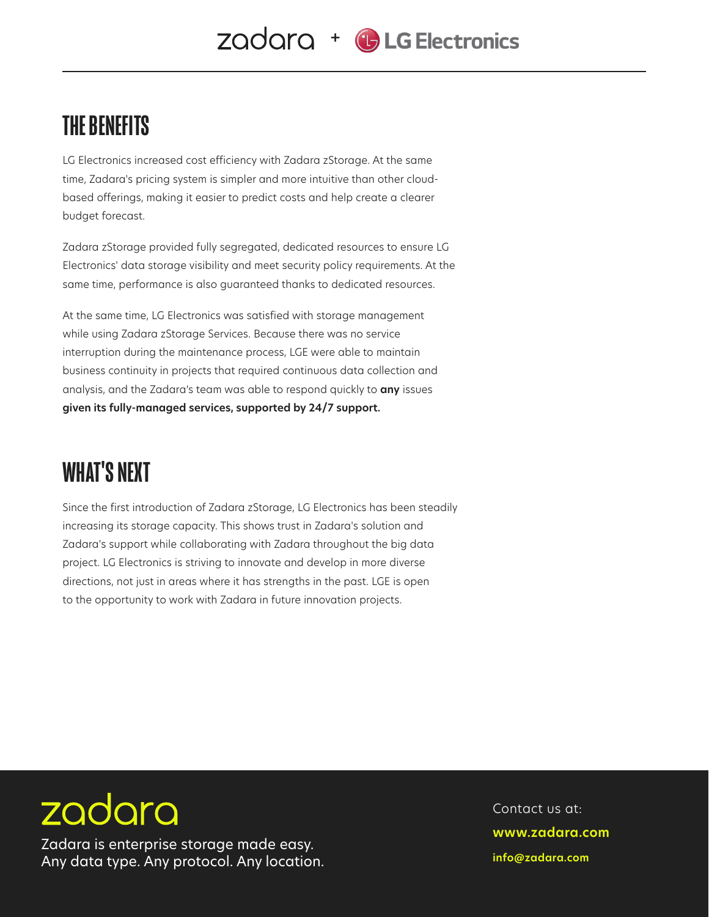zadara + LG Electronics

## THE BENEFITS

LG Electronics increased cost efficiency with Zadara zStorage. At the same time, Zadara's pricing system is simpler and more intuitive than other cloud-based offerings, making it easier to predict costs and help create a clearer budget forecast.

Zadara zStorage provided fully segregated, dedicated resources to ensure LG Electronics' data storage visibility and meet security policy requirements. At the same time, performance is also guaranteed thanks to dedicated resources.

At the same time, LG Electronics was satisfied with storage management while using Zadara zStorage Services. Because there was no service interruption during the maintenance process, LGE were able to maintain business continuity in projects that required continuous data collection and analysis, and the Zadara's team was able to respond quickly to **any** issues **given its fully-managed services, supported by 24/7 support.**

## WHAT'S NEXT

Since the first introduction of Zadara zStorage, LG Electronics has been steadily increasing its storage capacity. This shows trust in Zadara's solution and Zadara's support while collaborating with Zadara throughout the big data project. LG Electronics is striving to innovate and develop in more diverse directions, not just in areas where it has strengths in the past. LGE is open to the opportunity to work with Zadara in future innovation projects.

zadara

Zadara is enterprise storage made easy.
Any data type. Any protocol. Any location.

Contact us at:

**www.zadara.com**

**info@zadara.com**